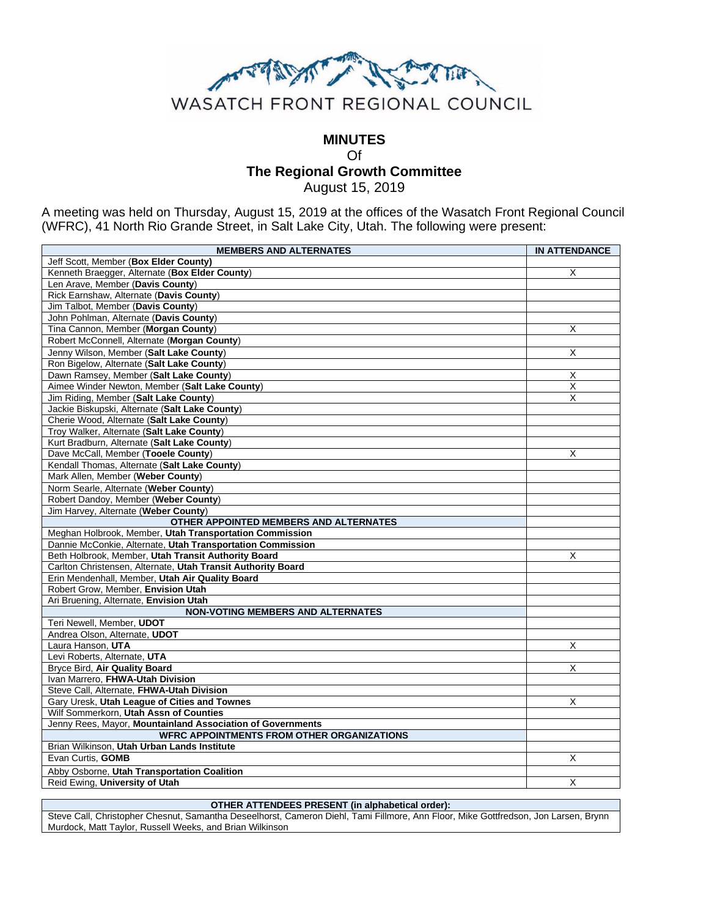WASATCH FRONT REGIONAL COUNCIL

# MINUTES
Of
## The Regional Growth Committee
August 15, 2019

A meeting was held on Thursday, August 15, 2019 at the offices of the Wasatch Front Regional Council (WFRC), 41 North Rio Grande Street, in Salt Lake City, Utah. The following were present:

| MEMBERS AND ALTERNATES | IN ATTENDANCE |
|---|---|
| Jeff Scott, Member (**Box Elder County**) | |
| Kenneth Braegger, Alternate (**Box Elder County**) | X |
| Len Arave, Member (**Davis County**) | |
| Rick Earnshaw, Alternate (**Davis County**) | |
| Jim Talbot, Member (**Davis County**) | |
| John Pohlman, Alternate (**Davis County**) | |
| Tina Cannon, Member (**Morgan County**) | X |
| Robert McConnell, Alternate (**Morgan County**) | |
| Jenny Wilson, Member (**Salt Lake County**) | X |
| Ron Bigelow, Alternate (**Salt Lake County**) | |
| Dawn Ramsey, Member (**Salt Lake County**) | X |
| Aimee Winder Newton, Member (**Salt Lake County**) | X |
| Jim Riding, Member (**Salt Lake County**) | X |
| Jackie Biskupski, Alternate (**Salt Lake County**) | |
| Cherie Wood, Alternate (**Salt Lake County**) | |
| Troy Walker, Alternate (**Salt Lake County**) | |
| Kurt Bradburn, Alternate (**Salt Lake County**) | |
| Dave McCall, Member (**Tooele County**) | X |
| Kendall Thomas, Alternate (**Salt Lake County**) | |
| Mark Allen, Member (**Weber County**) | |
| Norm Searle, Alternate (**Weber County**) | |
| Robert Dandoy, Member (**Weber County**) | |
| Jim Harvey, Alternate (**Weber County**) | |
| **OTHER APPOINTED MEMBERS AND ALTERNATES** | |
| Meghan Holbrook, Member, **Utah Transportation Commission** | |
| Dannie McConkie, Alternate, **Utah Transportation Commission** | |
| Beth Holbrook, Member, **Utah Transit Authority Board** | X |
| Carlton Christensen, Alternate, **Utah Transit Authority Board** | |
| Erin Mendenhall, Member, **Utah Air Quality Board** | |
| Robert Grow, Member, **Envision Utah** | |
| Ari Bruening, Alternate, **Envision Utah** | |
| **NON-VOTING MEMBERS AND ALTERNATES** | |
| Teri Newell, Member, **UDOT** | |
| Andrea Olson, Alternate, **UDOT** | |
| Laura Hanson, **UTA** | X |
| Levi Roberts, Alternate, **UTA** | |
| Bryce Bird, **Air Quality Board** | X |
| Ivan Marrero, **FHWA-Utah Division** | |
| Steve Call, Alternate, **FHWA-Utah Division** | |
| Gary Uresk, **Utah League of Cities and Townes** | X |
| Wilf Sommerkorn, **Utah Assn of Counties** | |
| Jenny Rees, Mayor, **Mountainland Association of Governments** | |
| **WFRC APPOINTMENTS FROM OTHER ORGANIZATIONS** | |
| Brian Wilkinson, **Utah Urban Lands Institute** | |
| Evan Curtis, **GOMB** | X |
| Abby Osborne, **Utah Transportation Coalition** | |
| Reid Ewing, **University of Utah** | X |

| OTHER ATTENDEES PRESENT (in alphabetical order): |
|---|
| Steve Call, Christopher Chesnut, Samantha Deseelhorst, Cameron Diehl, Tami Fillmore, Ann Floor, Mike Gottfredson, Jon Larsen, Brynn Murdock, Matt Taylor, Russell Weeks, and Brian Wilkinson |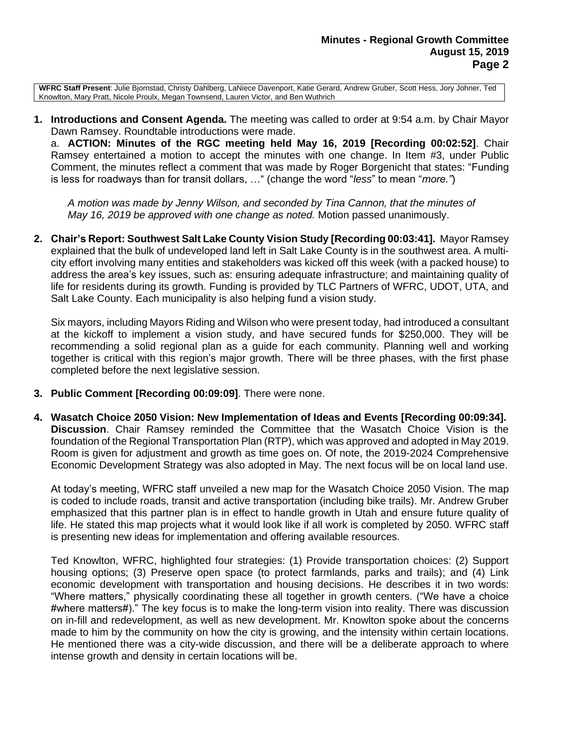**WFRC Staff Present**: Julie Bjornstad, Christy Dahlberg, LaNiece Davenport, Katie Gerard, Andrew Gruber, Scott Hess, Jory Johner, Ted Knowlton, Mary Pratt, Nicole Proulx, Megan Townsend, Lauren Victor, and Ben Wuthrich

1. **Introductions and Consent Agenda.** The meeting was called to order at 9:54 a.m. by Chair Mayor Dawn Ramsey. Roundtable introductions were made.

   a. **ACTION: Minutes of the RGC meeting held May 16, 2019 [Recording 00:02:52]**. Chair Ramsey entertained a motion to accept the minutes with one change. In Item #3, under Public Comment, the minutes reflect a comment that was made by Roger Borgenicht that states: "Funding is less for roadways than for transit dollars, …" (change the word "*less*" to mean "*more.*")

   *A motion was made by Jenny Wilson, and seconded by Tina Cannon, that the minutes of May 16, 2019 be approved with one change as noted.* Motion passed unanimously.

2. **Chair's Report: Southwest Salt Lake County Vision Study [Recording 00:03:41].** Mayor Ramsey explained that the bulk of undeveloped land left in Salt Lake County is in the southwest area. A multi-city effort involving many entities and stakeholders was kicked off this week (with a packed house) to address the area's key issues, such as: ensuring adequate infrastructure; and maintaining quality of life for residents during its growth. Funding is provided by TLC Partners of WFRC, UDOT, UTA, and Salt Lake County. Each municipality is also helping fund a vision study.

   Six mayors, including Mayors Riding and Wilson who were present today, had introduced a consultant at the kickoff to implement a vision study, and have secured funds for $250,000. They will be recommending a solid regional plan as a guide for each community. Planning well and working together is critical with this region's major growth. There will be three phases, with the first phase completed before the next legislative session.

3. **Public Comment [Recording 00:09:09]**. There were none.

4. **Wasatch Choice 2050 Vision: New Implementation of Ideas and Events [Recording 00:09:34]. Discussion**. Chair Ramsey reminded the Committee that the Wasatch Choice Vision is the foundation of the Regional Transportation Plan (RTP), which was approved and adopted in May 2019. Room is given for adjustment and growth as time goes on. Of note, the 2019-2024 Comprehensive Economic Development Strategy was also adopted in May. The next focus will be on local land use.

   At today's meeting, WFRC staff unveiled a new map for the Wasatch Choice 2050 Vision. The map is coded to include roads, transit and active transportation (including bike trails). Mr. Andrew Gruber emphasized that this partner plan is in effect to handle growth in Utah and ensure future quality of life. He stated this map projects what it would look like if all work is completed by 2050. WFRC staff is presenting new ideas for implementation and offering available resources.

   Ted Knowlton, WFRC, highlighted four strategies: (1) Provide transportation choices: (2) Support housing options; (3) Preserve open space (to protect farmlands, parks and trails); and (4) Link economic development with transportation and housing decisions. He describes it in two words: "Where matters," physically coordinating these all together in growth centers. ("We have a choice #where matters#)." The key focus is to make the long-term vision into reality. There was discussion on in-fill and redevelopment, as well as new development. Mr. Knowlton spoke about the concerns made to him by the community on how the city is growing, and the intensity within certain locations. He mentioned there was a city-wide discussion, and there will be a deliberate approach to where intense growth and density in certain locations will be.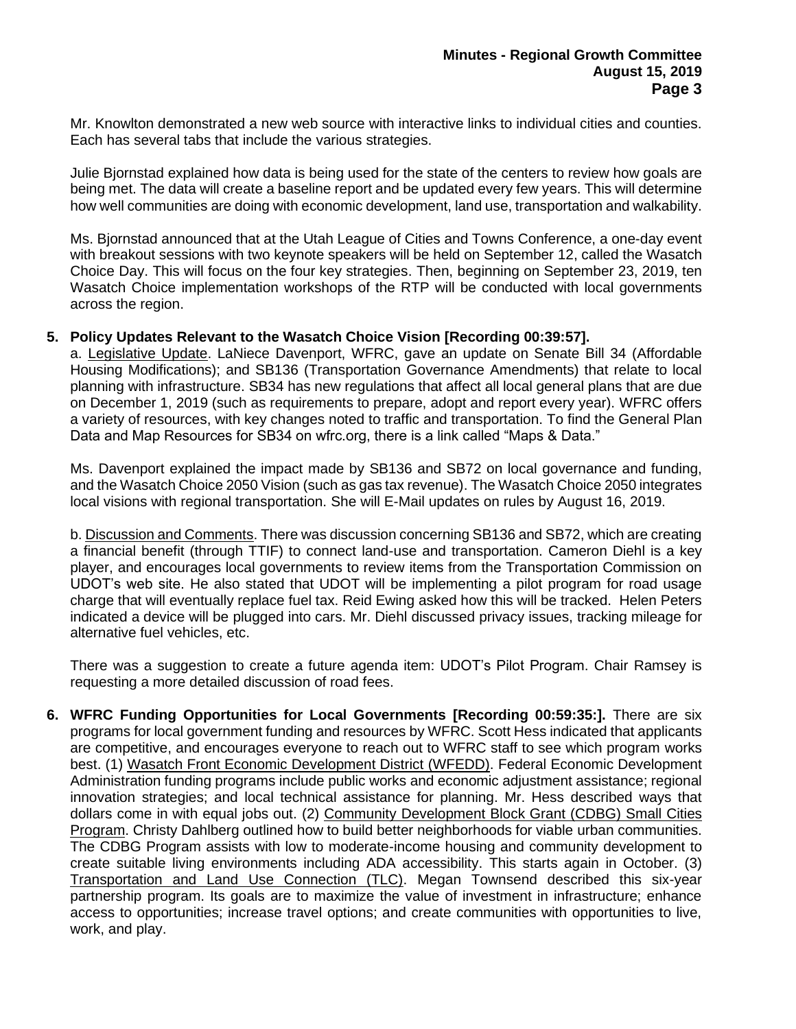Mr. Knowlton demonstrated a new web source with interactive links to individual cities and counties. Each has several tabs that include the various strategies.

Julie Bjornstad explained how data is being used for the state of the centers to review how goals are being met. The data will create a baseline report and be updated every few years. This will determine how well communities are doing with economic development, land use, transportation and walkability.

Ms. Bjornstad announced that at the Utah League of Cities and Towns Conference, a one-day event with breakout sessions with two keynote speakers will be held on September 12, called the Wasatch Choice Day. This will focus on the four key strategies. Then, beginning on September 23, 2019, ten Wasatch Choice implementation workshops of the RTP will be conducted with local governments across the region.

**5. Policy Updates Relevant to the Wasatch Choice Vision [Recording 00:39:57].**

a. Legislative Update. LaNiece Davenport, WFRC, gave an update on Senate Bill 34 (Affordable Housing Modifications); and SB136 (Transportation Governance Amendments) that relate to local planning with infrastructure. SB34 has new regulations that affect all local general plans that are due on December 1, 2019 (such as requirements to prepare, adopt and report every year). WFRC offers a variety of resources, with key changes noted to traffic and transportation. To find the General Plan Data and Map Resources for SB34 on wfrc.org, there is a link called "Maps & Data."

Ms. Davenport explained the impact made by SB136 and SB72 on local governance and funding, and the Wasatch Choice 2050 Vision (such as gas tax revenue). The Wasatch Choice 2050 integrates local visions with regional transportation. She will E-Mail updates on rules by August 16, 2019.

b. Discussion and Comments. There was discussion concerning SB136 and SB72, which are creating a financial benefit (through TTIF) to connect land-use and transportation. Cameron Diehl is a key player, and encourages local governments to review items from the Transportation Commission on UDOT's web site. He also stated that UDOT will be implementing a pilot program for road usage charge that will eventually replace fuel tax. Reid Ewing asked how this will be tracked. Helen Peters indicated a device will be plugged into cars. Mr. Diehl discussed privacy issues, tracking mileage for alternative fuel vehicles, etc.

There was a suggestion to create a future agenda item: UDOT's Pilot Program. Chair Ramsey is requesting a more detailed discussion of road fees.

**6. WFRC Funding Opportunities for Local Governments [Recording 00:59:35:].** There are six programs for local government funding and resources by WFRC. Scott Hess indicated that applicants are competitive, and encourages everyone to reach out to WFRC staff to see which program works best. (1) Wasatch Front Economic Development District (WFEDD). Federal Economic Development Administration funding programs include public works and economic adjustment assistance; regional innovation strategies; and local technical assistance for planning. Mr. Hess described ways that dollars come in with equal jobs out. (2) Community Development Block Grant (CDBG) Small Cities Program. Christy Dahlberg outlined how to build better neighborhoods for viable urban communities. The CDBG Program assists with low to moderate-income housing and community development to create suitable living environments including ADA accessibility. This starts again in October. (3) Transportation and Land Use Connection (TLC). Megan Townsend described this six-year partnership program. Its goals are to maximize the value of investment in infrastructure; enhance access to opportunities; increase travel options; and create communities with opportunities to live, work, and play.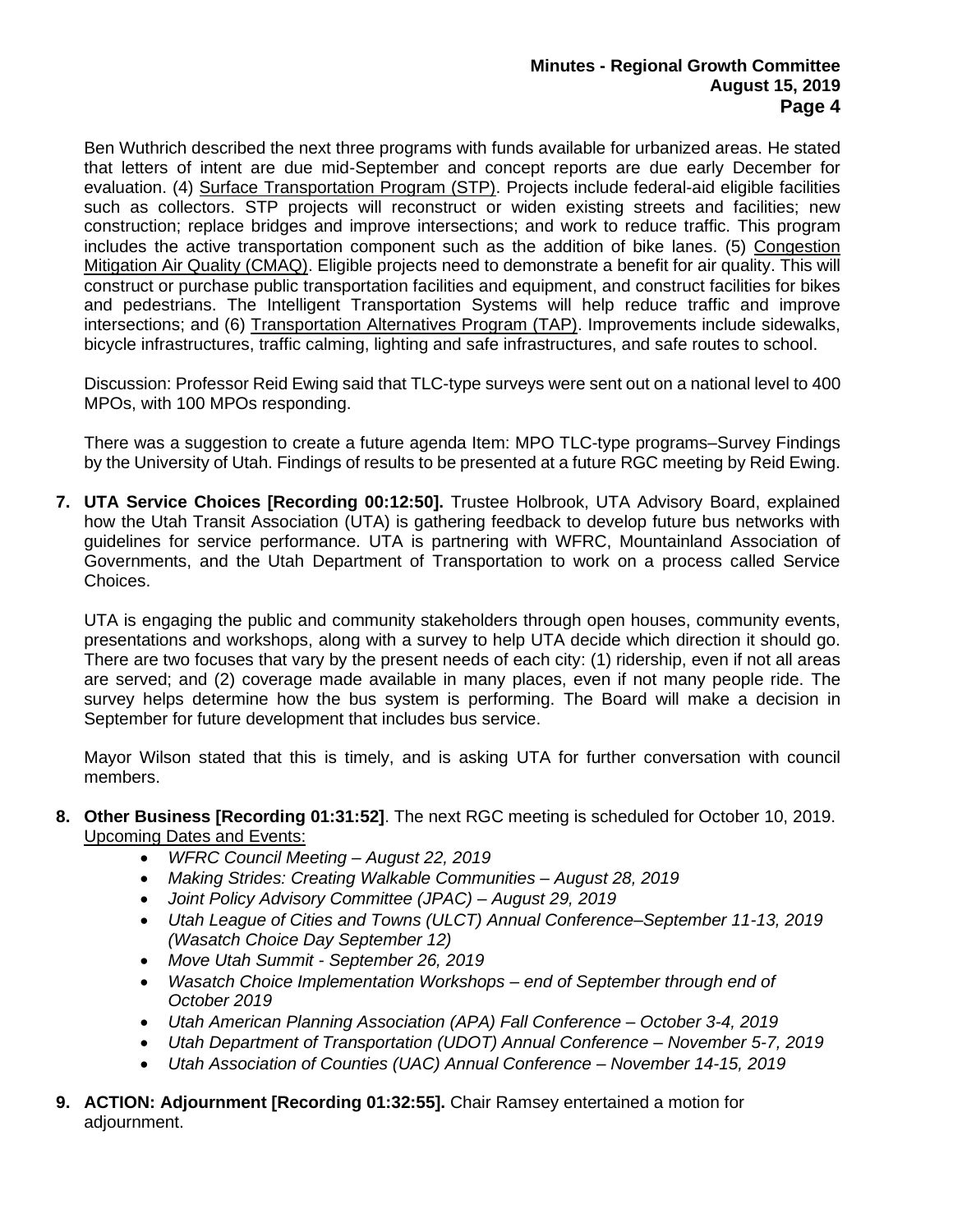Ben Wuthrich described the next three programs with funds available for urbanized areas. He stated that letters of intent are due mid-September and concept reports are due early December for evaluation. (4) Surface Transportation Program (STP). Projects include federal-aid eligible facilities such as collectors. STP projects will reconstruct or widen existing streets and facilities; new construction; replace bridges and improve intersections; and work to reduce traffic. This program includes the active transportation component such as the addition of bike lanes. (5) Congestion Mitigation Air Quality (CMAQ). Eligible projects need to demonstrate a benefit for air quality. This will construct or purchase public transportation facilities and equipment, and construct facilities for bikes and pedestrians. The Intelligent Transportation Systems will help reduce traffic and improve intersections; and (6) Transportation Alternatives Program (TAP). Improvements include sidewalks, bicycle infrastructures, traffic calming, lighting and safe infrastructures, and safe routes to school.

Discussion: Professor Reid Ewing said that TLC-type surveys were sent out on a national level to 400 MPOs, with 100 MPOs responding.

There was a suggestion to create a future agenda Item: MPO TLC-type programs–Survey Findings by the University of Utah. Findings of results to be presented at a future RGC meeting by Reid Ewing.

7. **UTA Service Choices [Recording 00:12:50].** Trustee Holbrook, UTA Advisory Board, explained how the Utah Transit Association (UTA) is gathering feedback to develop future bus networks with guidelines for service performance. UTA is partnering with WFRC, Mountainland Association of Governments, and the Utah Department of Transportation to work on a process called Service Choices.

   UTA is engaging the public and community stakeholders through open houses, community events, presentations and workshops, along with a survey to help UTA decide which direction it should go. There are two focuses that vary by the present needs of each city: (1) ridership, even if not all areas are served; and (2) coverage made available in many places, even if not many people ride. The survey helps determine how the bus system is performing. The Board will make a decision in September for future development that includes bus service.

   Mayor Wilson stated that this is timely, and is asking UTA for further conversation with council members.

8. **Other Business [Recording 01:31:52]**. The next RGC meeting is scheduled for October 10, 2019.
   Upcoming Dates and Events:
   - *WFRC Council Meeting – August 22, 2019*
   - *Making Strides: Creating Walkable Communities – August 28, 2019*
   - *Joint Policy Advisory Committee (JPAC) – August 29, 2019*
   - *Utah League of Cities and Towns (ULCT) Annual Conference–September 11-13, 2019 (Wasatch Choice Day September 12)*
   - *Move Utah Summit - September 26, 2019*
   - *Wasatch Choice Implementation Workshops – end of September through end of October 2019*
   - *Utah American Planning Association (APA) Fall Conference – October 3-4, 2019*
   - *Utah Department of Transportation (UDOT) Annual Conference – November 5-7, 2019*
   - *Utah Association of Counties (UAC) Annual Conference – November 14-15, 2019*

9. **ACTION: Adjournment [Recording 01:32:55].** Chair Ramsey entertained a motion for adjournment.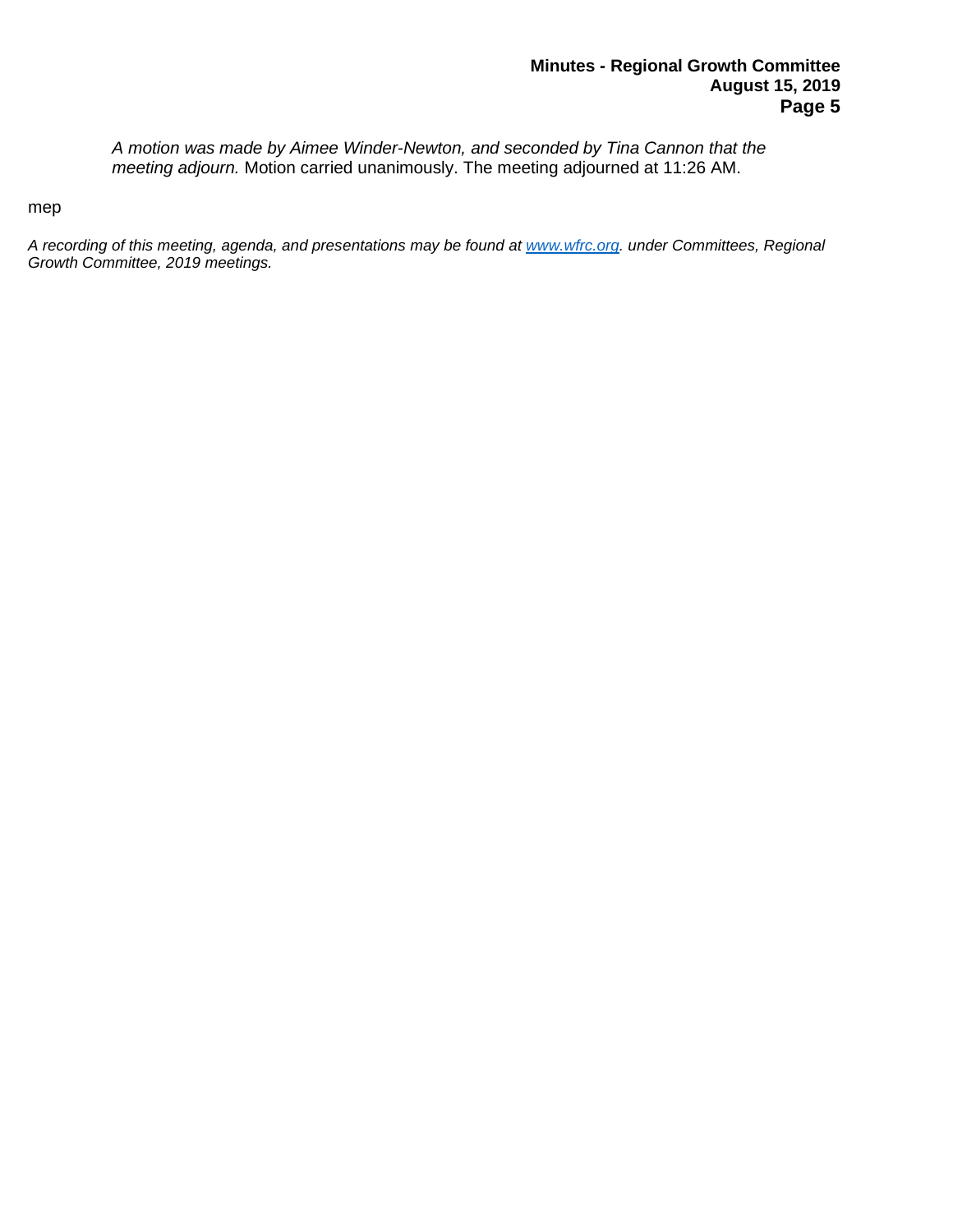*A motion was made by Aimee Winder-Newton, and seconded by Tina Cannon that the meeting adjourn.* Motion carried unanimously. The meeting adjourned at 11:26 AM.

mep

*A recording of this meeting, agenda, and presentations may be found at [www.wfrc.org](http://www.wfrc.org). under Committees, Regional Growth Committee, 2019 meetings.*